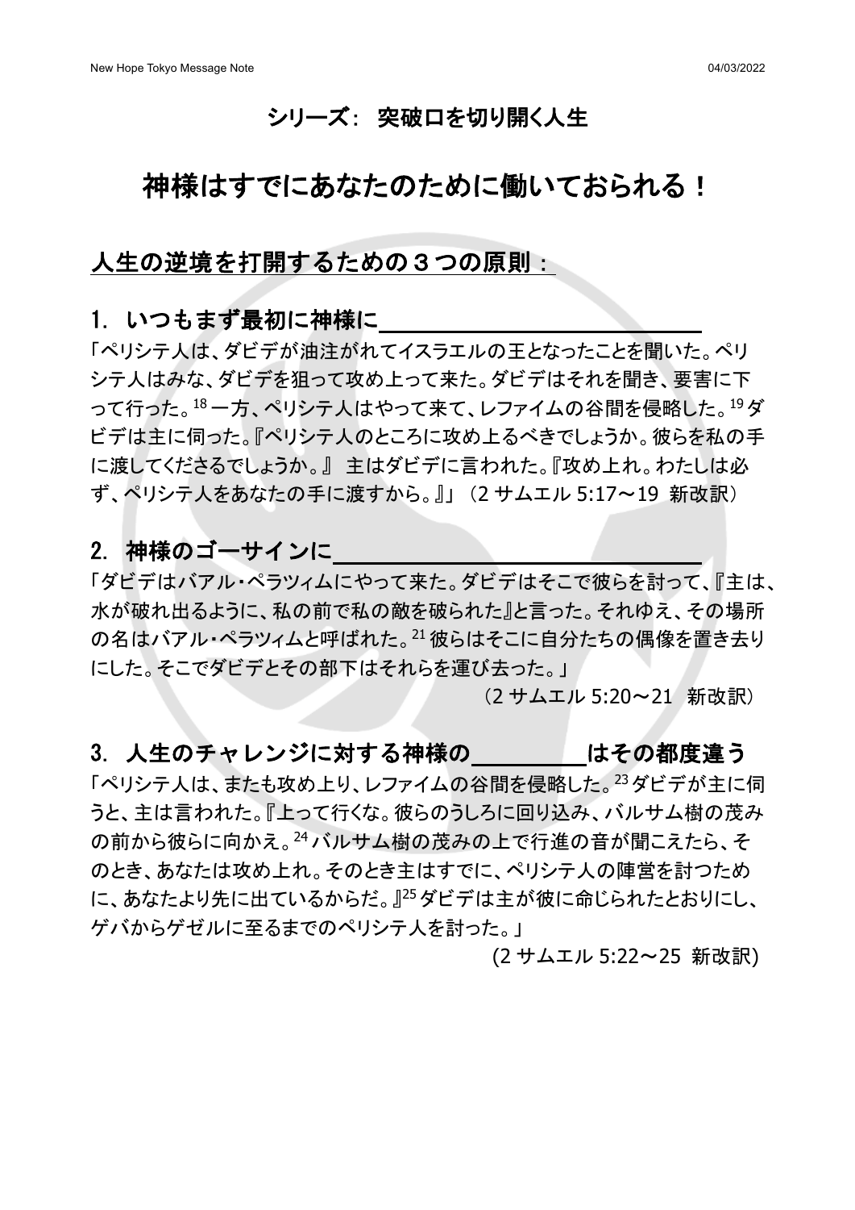## シリーズ: 突破口を切り開く人生

# 神様はすでにあなたのために働いておられる!

## 人生の逆境を打開するための３つの原則:

### 1. いつもまず最初に神様に＿＿＿＿＿＿＿＿＿＿＿＿＿

「ペリシテ人は、ダビデが油注がれてイスラエルの王となったことを聞いた。ペリシテ人はみな、ダビデを狙って攻め上って来た。ダビデはそれを聞き、要害に下って行った。[18] 一方、ペリシテ人はやって来て、レファイムの谷間を侵略した。[19] ダビデは主に伺った。『ペリシテ人のところに攻め上るべきでしょうか。彼らを私の手に渡してくださるでしょうか。』 主はダビデに言われた。『攻め上れ。わたしは必ず、ペリシテ人をあなたの手に渡すから。』」(2 サムエル 5:17～19 新改訳)

### 2. 神様のゴーサインに＿＿＿＿＿＿＿＿＿＿＿＿＿＿＿

「ダビデはバアル・ペラツィムにやって来た。ダビデはそこで彼らを討って、『主は、水が破れ出るように、私の前で私の敵を破られた』と言った。それゆえ、その場所の名はバアル・ペラツィムと呼ばれた。[21] 彼らはそこに自分たちの偶像を置き去りにした。そこでダビデとその部下はそれらを運び去った。」

(2 サムエル 5:20～21 新改訳)

### 3. 人生のチャレンジに対する神様の＿＿＿＿＿はその都度違う

「ペリシテ人は、またも攻め上り、レファイムの谷間を侵略した。[23] ダビデが主に伺うと、主は言われた。『上って行くな。彼らのうしろに回り込み、バルサム樹の茂みの前から彼らに向かえ。[24] バルサム樹の茂みの上で行進の音が聞こえたら、そのとき、あなたは攻め上れ。そのとき主はすでに、ペリシテ人の陣営を討つために、あなたより先に出ているからだ。』[25] ダビデは主が彼に命じられたとおりにし、ゲバからゲゼルに至るまでのペリシテ人を討った。」

(2 サムエル 5:22～25 新改訳)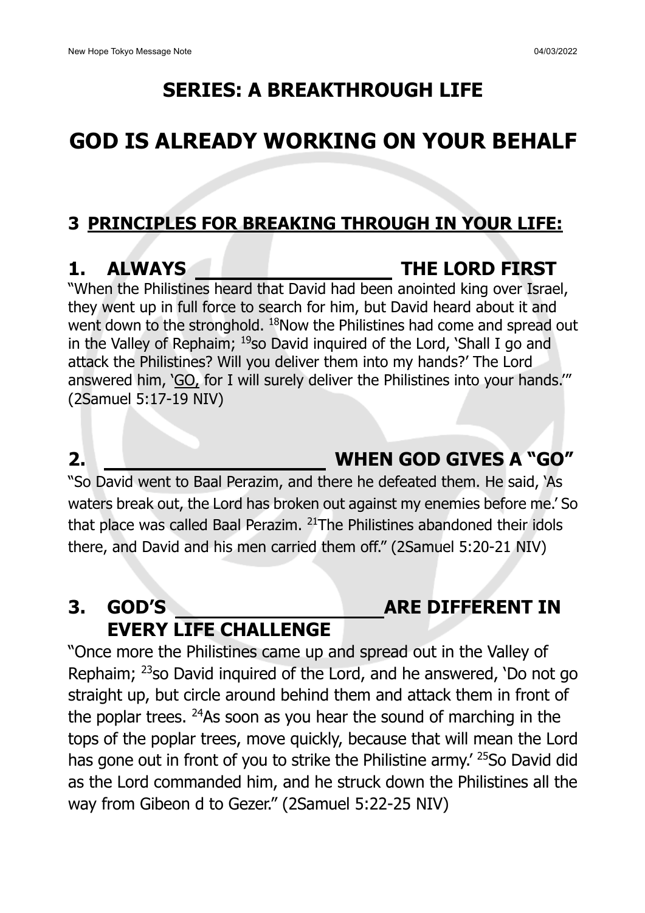# SERIES: A BREAKTHROUGH LIFE

# GOD IS ALREADY WORKING ON YOUR BEHALF

## 3 PRINCIPLES FOR BREAKING THROUGH IN YOUR LIFE:

## 1. ALWAYS ________________ THE LORD FIRST

"When the Philistines heard that David had been anointed king over Israel, they went up in full force to search for him, but David heard about it and went down to the stronghold. [18]Now the Philistines had come and spread out in the Valley of Rephaim; [19]so David inquired of the Lord, 'Shall I go and attack the Philistines? Will you deliver them into my hands?' The Lord answered him, '<u>GO,</u> for I will surely deliver the Philistines into your hands.'" (2Samuel 5:17-19 NIV)

## 2. ____________________ WHEN GOD GIVES A "GO"

"So David went to Baal Perazim, and there he defeated them. He said, 'As waters break out, the Lord has broken out against my enemies before me.' So that place was called Baal Perazim. [21]The Philistines abandoned their idols there, and David and his men carried them off." (2Samuel 5:20-21 NIV)

## 3. GOD'S __________________ ARE DIFFERENT IN EVERY LIFE CHALLENGE

"Once more the Philistines came up and spread out in the Valley of Rephaim; [23]so David inquired of the Lord, and he answered, 'Do not go straight up, but circle around behind them and attack them in front of the poplar trees. [24]As soon as you hear the sound of marching in the tops of the poplar trees, move quickly, because that will mean the Lord has gone out in front of you to strike the Philistine army.' [25]So David did as the Lord commanded him, and he struck down the Philistines all the way from Gibeon d to Gezer." (2Samuel 5:22-25 NIV)